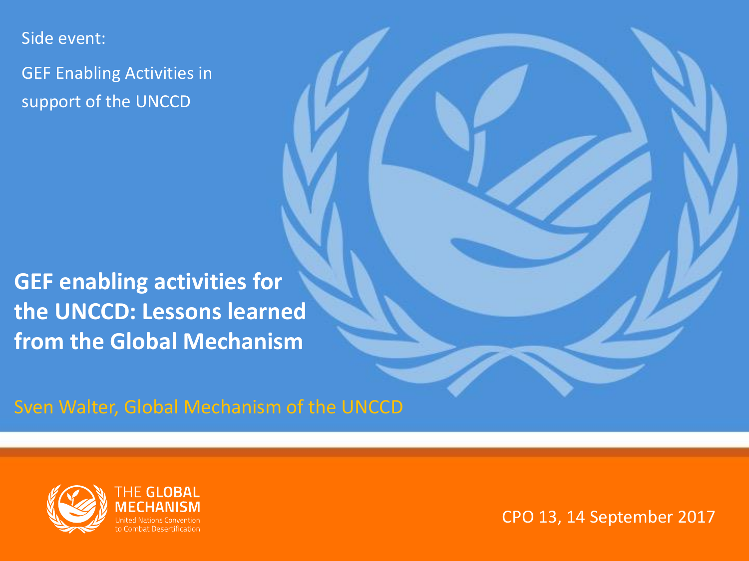Side event:

GEF Enabling Activities in support of the UNCCD

# GEF enabling activities for the UNCCD: Lessons learned from the Global Mechanism

Sven Walter, Global Mechanism of the UNCCD

THE GLOBAL MECHANISM
United Nations Convention to Combat Desertification

CPO 13, 14 September 2017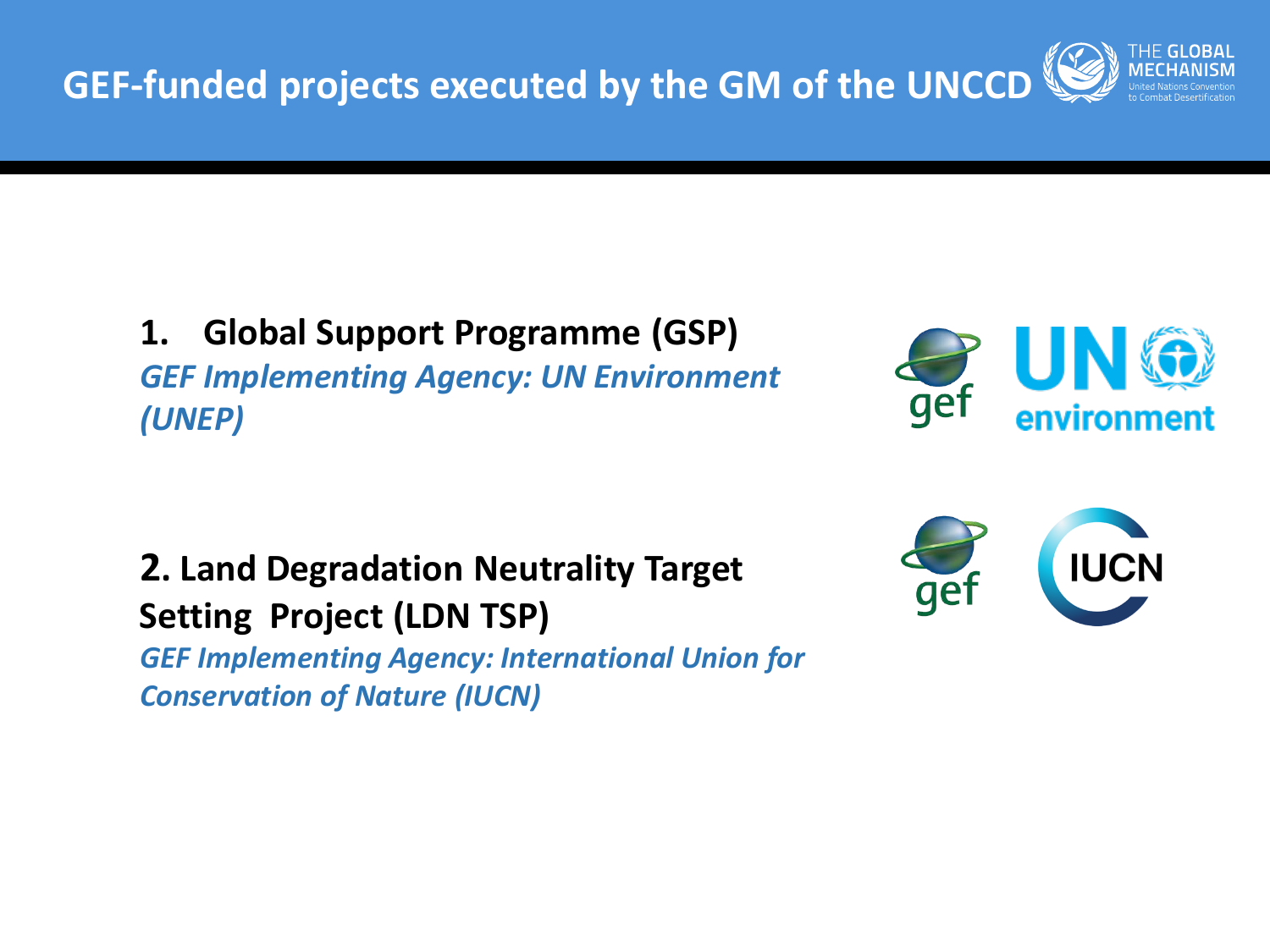# GEF-funded projects executed by the GM of the UNCCD

**1. Global Support Programme (GSP)**
***GEF Implementing Agency: UN Environment (UNEP)***

**2. Land Degradation Neutrality Target Setting Project (LDN TSP)**
***GEF Implementing Agency: International Union for Conservation of Nature (IUCN)***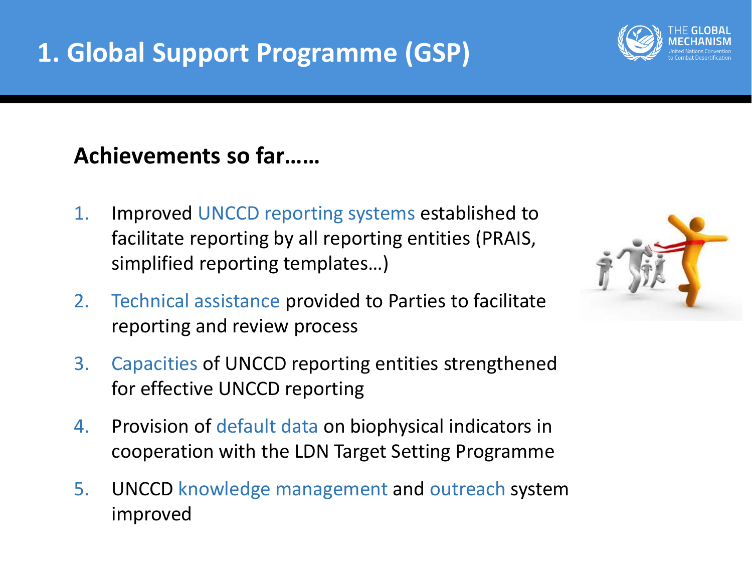# 1. Global Support Programme (GSP)

**Achievements so far……**

1. Improved UNCCD reporting systems established to facilitate reporting by all reporting entities (PRAIS, simplified reporting templates…)
2. Technical assistance provided to Parties to facilitate reporting and review process
3. Capacities of UNCCD reporting entities strengthened for effective UNCCD reporting
4. Provision of default data on biophysical indicators in cooperation with the LDN Target Setting Programme
5. UNCCD knowledge management and outreach system improved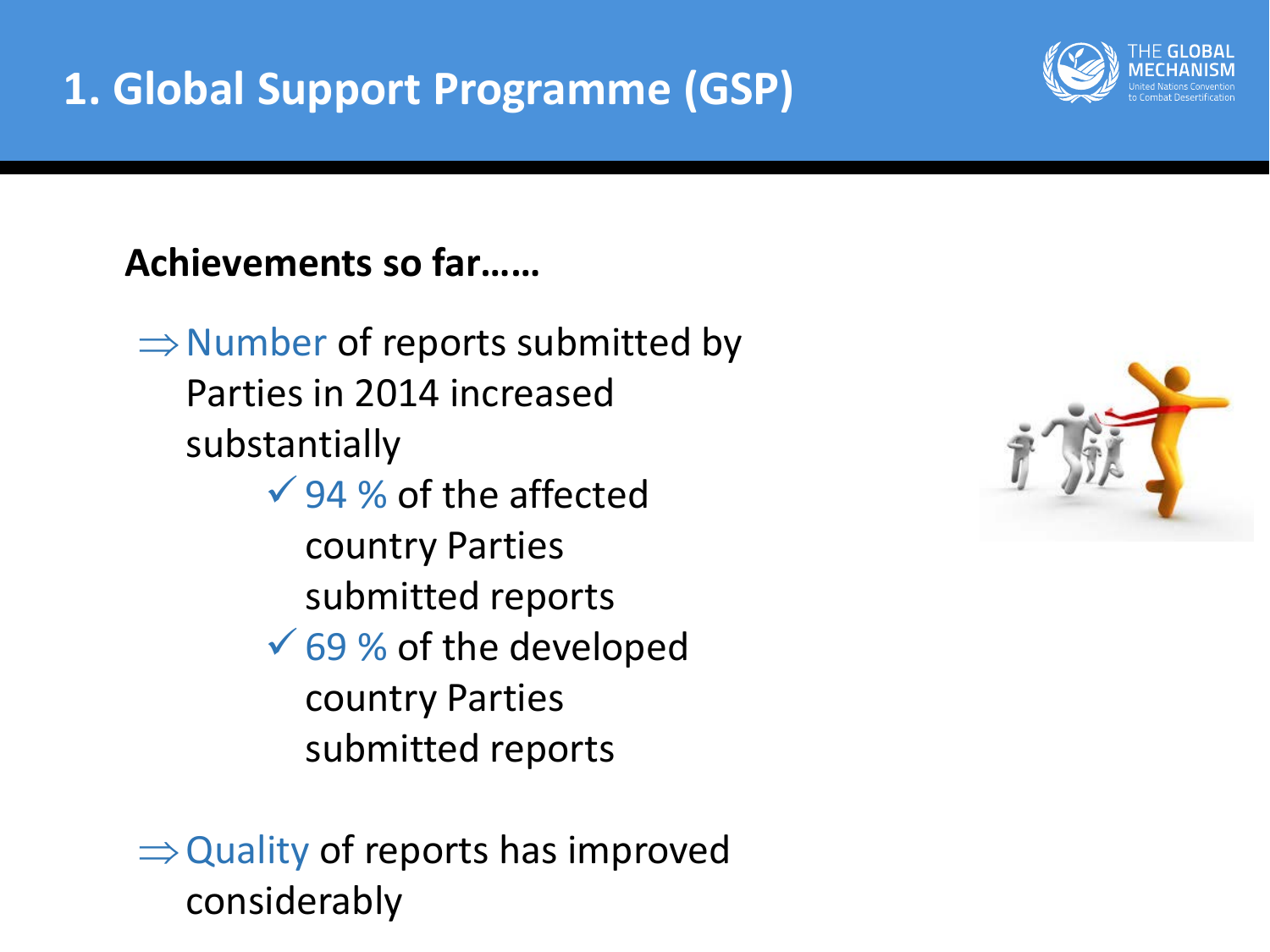# 1. Global Support Programme (GSP)

**Achievements so far……**

⇒ Number of reports submitted by Parties in 2014 increased substantially

- ✓ 94 % of the affected country Parties submitted reports
- ✓ 69 % of the developed country Parties submitted reports

⇒ Quality of reports has improved considerably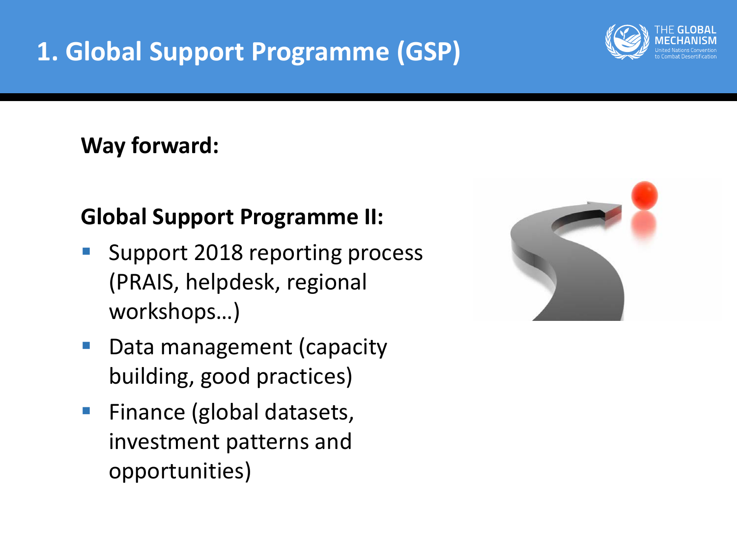# 1. Global Support Programme (GSP)

**Way forward:**

**Global Support Programme II:**

- Support 2018 reporting process (PRAIS, helpdesk, regional workshops…)
- Data management (capacity building, good practices)
- Finance (global datasets, investment patterns and opportunities)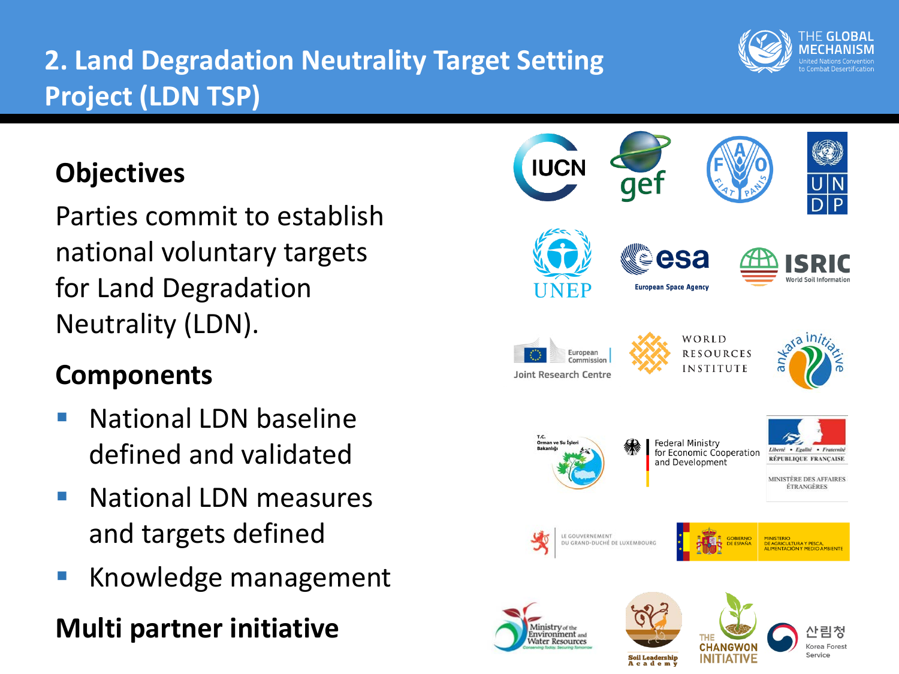# 2. Land Degradation Neutrality Target Setting Project (LDN TSP)

## Objectives

Parties commit to establish national voluntary targets for Land Degradation Neutrality (LDN).

## Components

- National LDN baseline defined and validated
- National LDN measures and targets defined
- Knowledge management

## Multi partner initiative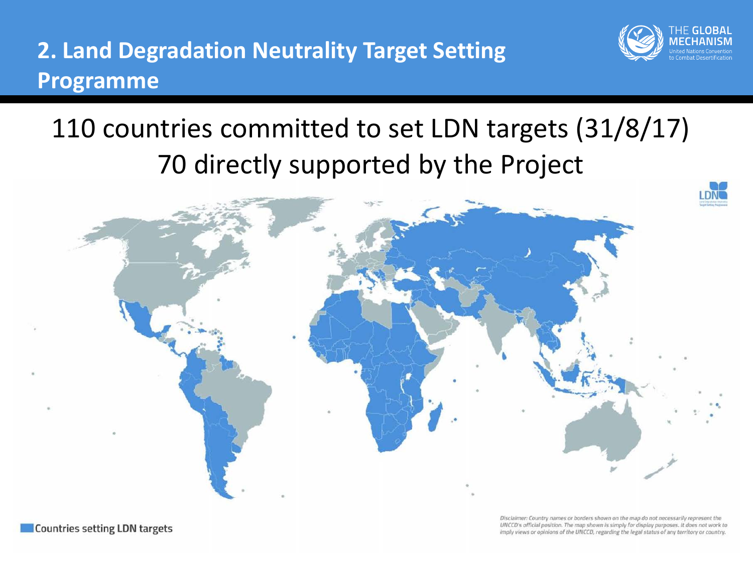# 2. Land Degradation Neutrality Target Setting Programme

110 countries committed to set LDN targets (31/8/17)

70 directly supported by the Project

Countries setting LDN targets

*Disclaimer: Country names or borders shown on the map do not necessarily represent the UNCCD's official position. The map shown is simply for display purposes. It does not work to imply views or opinions of the UNCCD, regarding the legal status of any territory or country.*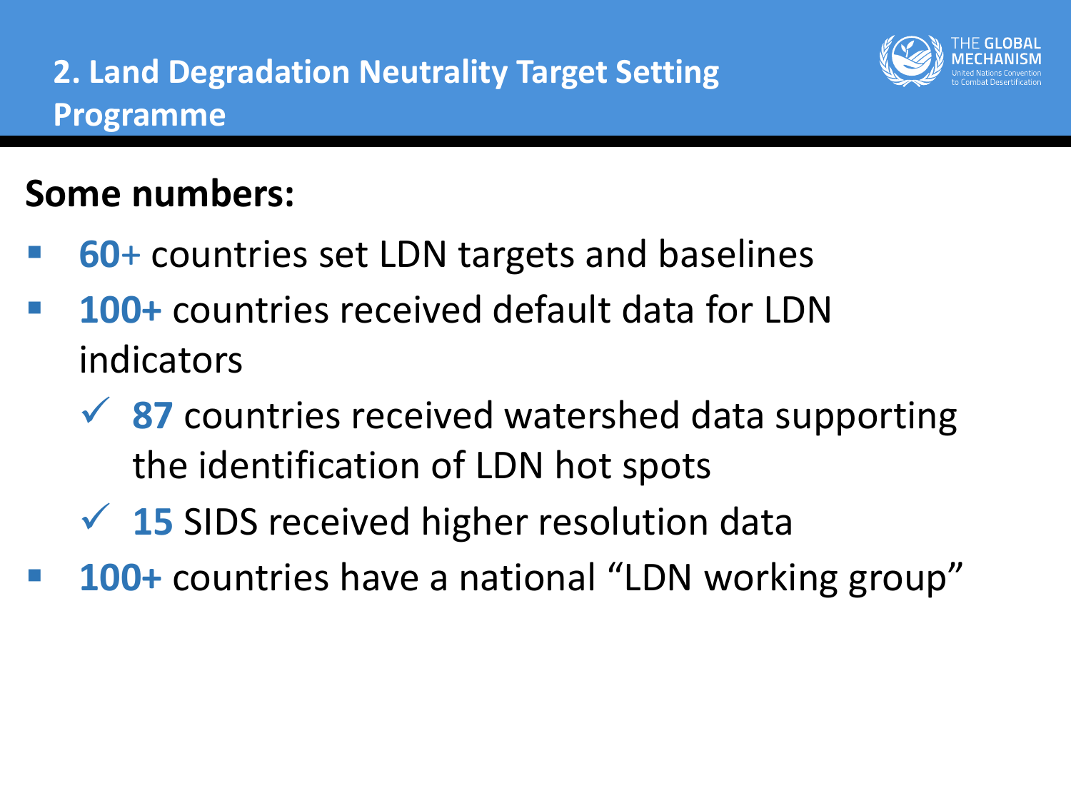# 2. Land Degradation Neutrality Target Setting Programme

## Some numbers:

- **60+** countries set LDN targets and baselines
- **100+** countries received default data for LDN indicators
  - ✓ **87** countries received watershed data supporting the identification of LDN hot spots
  - ✓ **15** SIDS received higher resolution data
- **100+** countries have a national "LDN working group"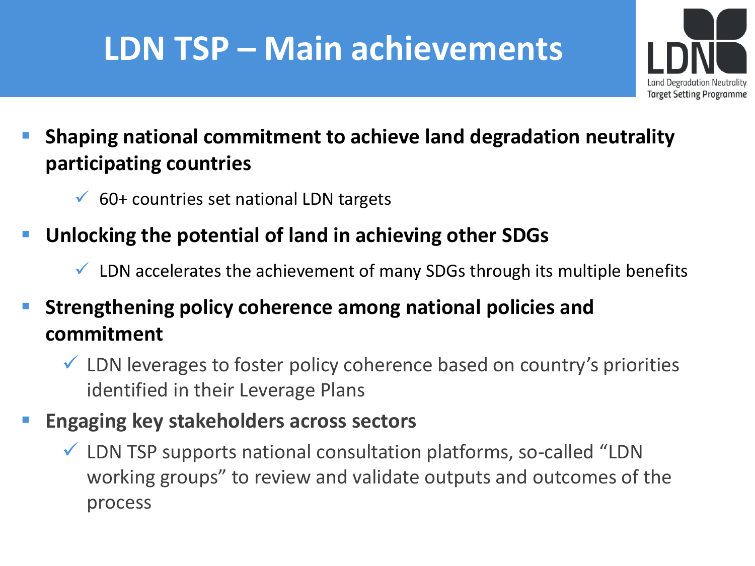# LDN TSP – Main achievements

- **Shaping national commitment to achieve land degradation neutrality participating countries**
  - ✓ 60+ countries set national LDN targets
- **Unlocking the potential of land in achieving other SDGs**
  - ✓ LDN accelerates the achievement of many SDGs through its multiple benefits
- **Strengthening policy coherence among national policies and commitment**
  - ✓ LDN leverages to foster policy coherence based on country's priorities identified in their Leverage Plans
- **Engaging key stakeholders across sectors**
  - ✓ LDN TSP supports national consultation platforms, so-called "LDN working groups" to review and validate outputs and outcomes of the process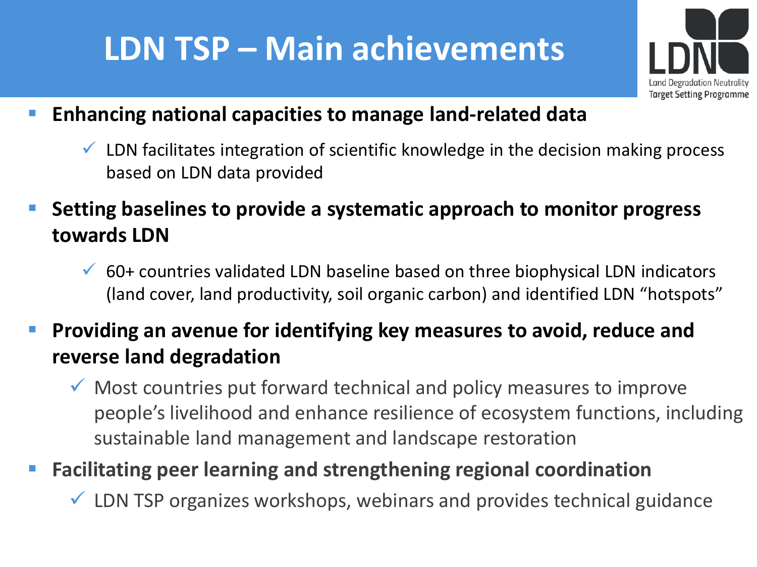# LDN TSP – Main achievements

- **Enhancing national capacities to manage land-related data**
  - ✓ LDN facilitates integration of scientific knowledge in the decision making process based on LDN data provided
- **Setting baselines to provide a systematic approach to monitor progress towards LDN**
  - ✓ 60+ countries validated LDN baseline based on three biophysical LDN indicators (land cover, land productivity, soil organic carbon) and identified LDN "hotspots"
- **Providing an avenue for identifying key measures to avoid, reduce and reverse land degradation**
  - ✓ Most countries put forward technical and policy measures to improve people's livelihood and enhance resilience of ecosystem functions, including sustainable land management and landscape restoration
- **Facilitating peer learning and strengthening regional coordination**
  - ✓ LDN TSP organizes workshops, webinars and provides technical guidance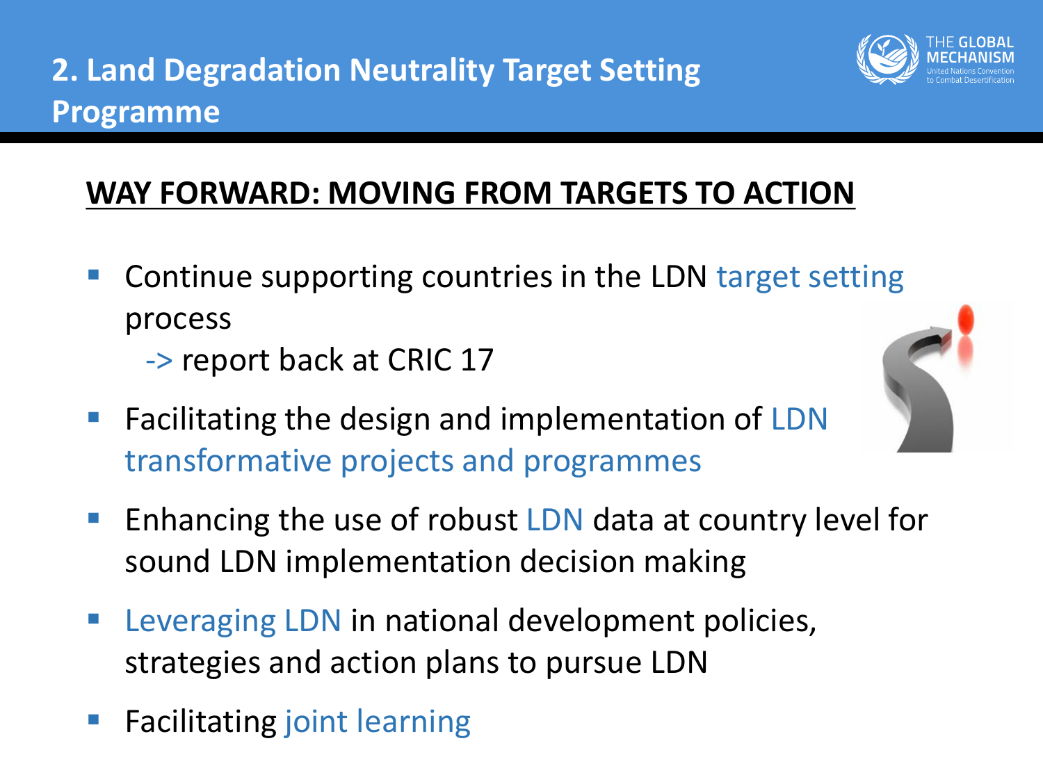# 2. Land Degradation Neutrality Target Setting Programme

## WAY FORWARD: MOVING FROM TARGETS TO ACTION

- Continue supporting countries in the LDN target setting process
  -> report back at CRIC 17
- Facilitating the design and implementation of LDN transformative projects and programmes
- Enhancing the use of robust LDN data at country level for sound LDN implementation decision making
- Leveraging LDN in national development policies, strategies and action plans to pursue LDN
- Facilitating joint learning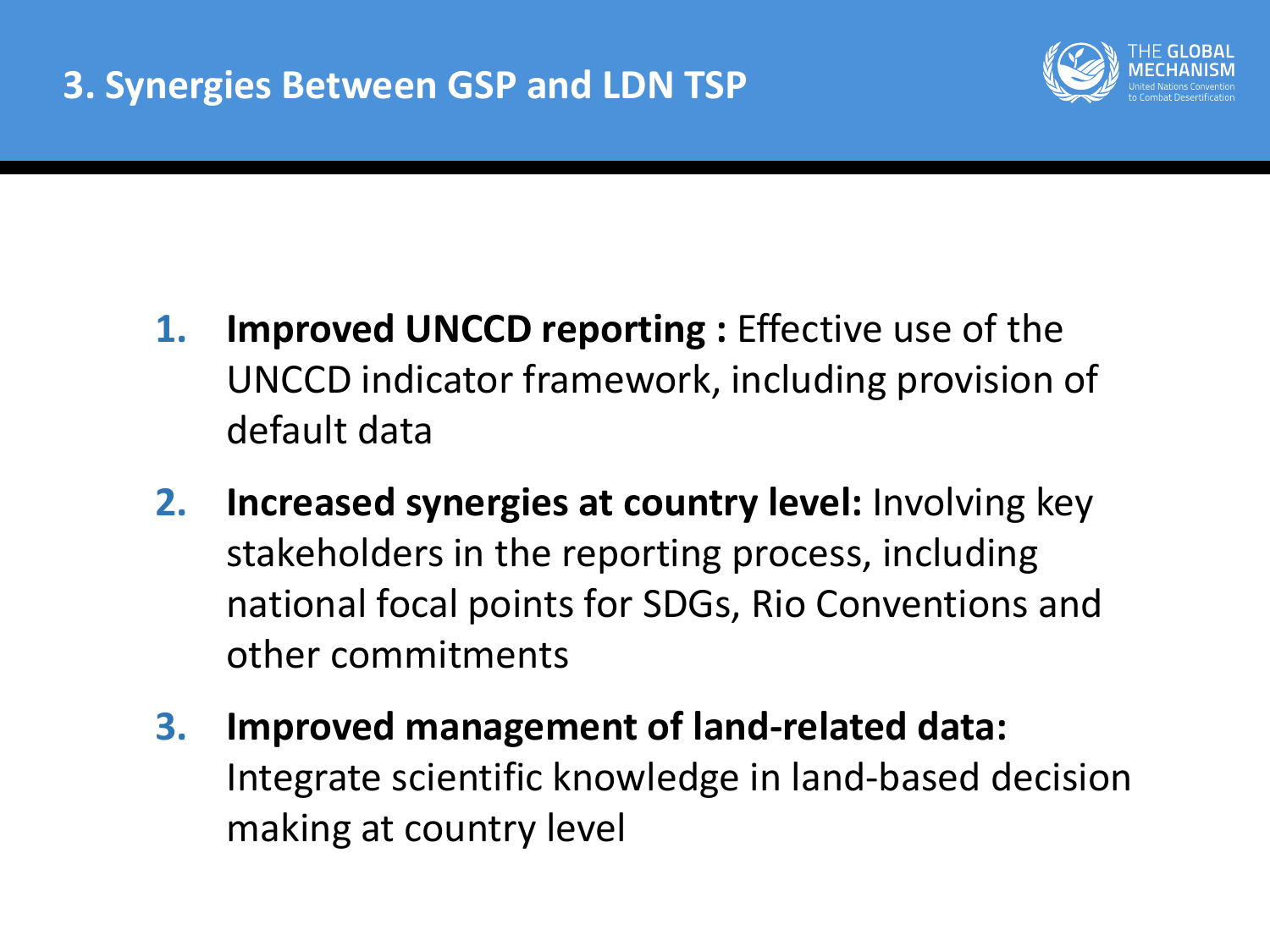# 3. Synergies Between GSP and LDN TSP

1. **Improved UNCCD reporting :** Effective use of the UNCCD indicator framework, including provision of default data
2. **Increased synergies at country level:** Involving key stakeholders in the reporting process, including national focal points for SDGs, Rio Conventions and other commitments
3. **Improved management of land-related data:** Integrate scientific knowledge in land-based decision making at country level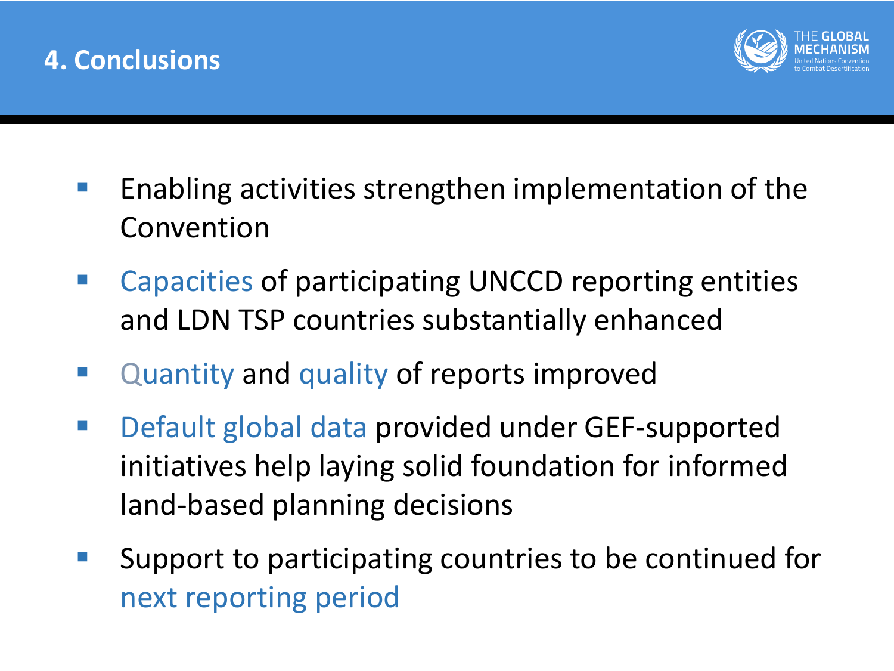## 4. Conclusions

- Enabling activities strengthen implementation of the Convention
- Capacities of participating UNCCD reporting entities and LDN TSP countries substantially enhanced
- Quantity and quality of reports improved
- Default global data provided under GEF-supported initiatives help laying solid foundation for informed land-based planning decisions
- Support to participating countries to be continued for next reporting period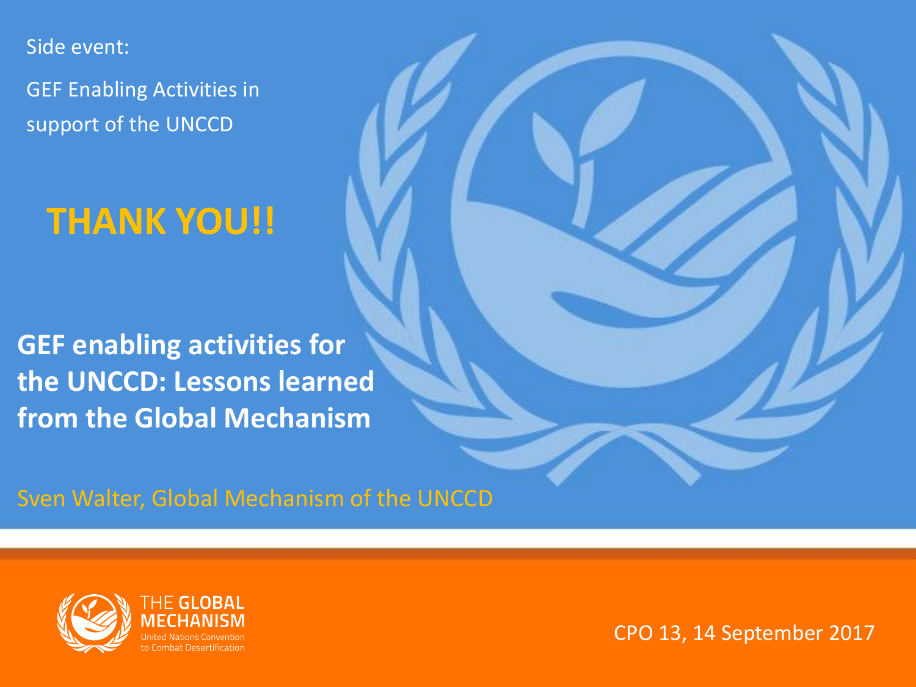Side event:

GEF Enabling Activities in support of the UNCCD

# THANK YOU!!

**GEF enabling activities for the UNCCD: Lessons learned from the Global Mechanism**

Sven Walter, Global Mechanism of the UNCCD

THE GLOBAL MECHANISM
United Nations Convention to Combat Desertification

CPO 13, 14 September 2017